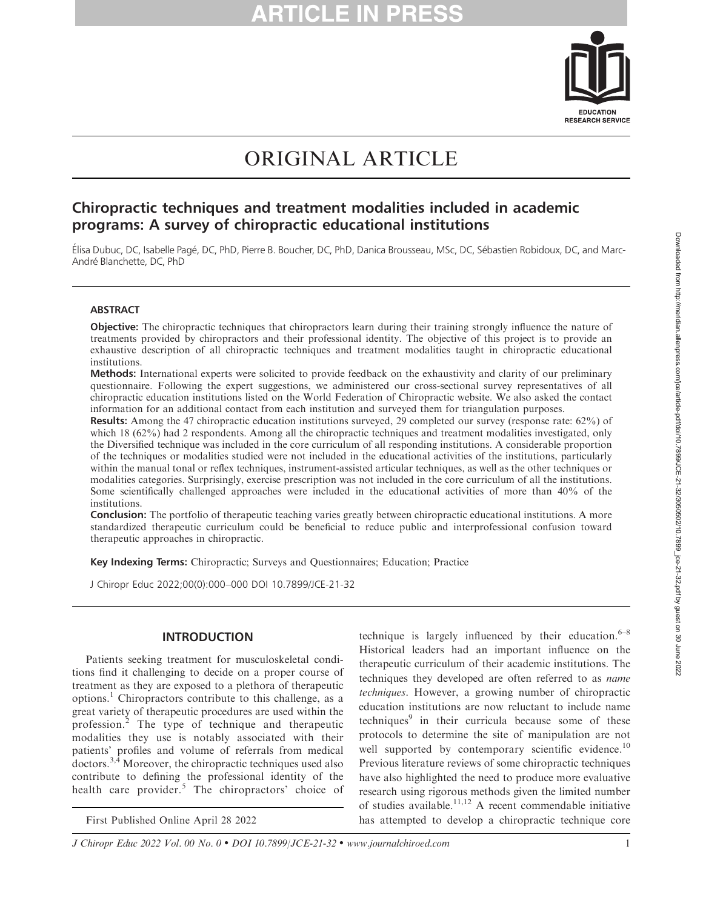ORIGINAL ARTICLE

# Chiropractic techniques and treatment modalities included in academic programs: A survey of chiropractic educational institutions

Élisa Dubuc, DC, Isabelle Pagé, DC, PhD, Pierre B. Boucher, DC, PhD, Danica Brousseau, MSc, DC, Sébastien Robidoux, DC, and Marc-André Blanchette, DC, PhD

## ABSTRACT

**Objective:** The chiropractic techniques that chiropractors learn during their training strongly influence the nature of treatments provided by chiropractors and their professional identity. The objective of this project is to provide an exhaustive description of all chiropractic techniques and treatment modalities taught in chiropractic educational institutions.

**Methods:** International experts were solicited to provide feedback on the exhaustivity and clarity of our preliminary questionnaire. Following the expert suggestions, we administered our cross-sectional survey representatives of all chiropractic education institutions listed on the World Federation of Chiropractic website. We also asked the contact information for an additional contact from each institution and surveyed them for triangulation purposes.

**Results:** Among the 47 chiropractic education institutions surveyed, 29 completed our survey (response rate: 62%) of which 18 (62%) had 2 respondents. Among all the chiropractic techniques and treatment modalities investigated, only the Diversified technique was included in the core curriculum of all responding institutions. A considerable proportion of the techniques or modalities studied were not included in the educational activities of the institutions, particularly within the manual tonal or reflex techniques, instrument-assisted articular techniques, as well as the other techniques or modalities categories. Surprisingly, exercise prescription was not included in the core curriculum of all the institutions. Some scientifically challenged approaches were included in the educational activities of more than 40% of the institutions.

**Conclusion:** The portfolio of therapeutic teaching varies greatly between chiropractic educational institutions. A more standardized therapeutic curriculum could be beneficial to reduce public and interprofessional confusion toward therapeutic approaches in chiropractic.

**Key Indexing Terms:** Chiropractic; Surveys and Questionnaires; Education; Practice

J Chiropr Educ 2022;00(0):000–000 DOI 10.7899/JCE-21-32

## INTRODUCTION

Patients seeking treatment for musculoskeletal conditions find it challenging to decide on a proper course of treatment as they are exposed to a plethora of therapeutic options.[1] Chiropractors contribute to this challenge, as a great variety of therapeutic procedures are used within the profession.[2] The type of technique and therapeutic modalities they use is notably associated with their patients' profiles and volume of referrals from medical doctors.[3,4] Moreover, the chiropractic techniques used also contribute to defining the professional identity of the health care provider.[5] The chiropractors' choice of technique is largely influenced by their education.[6–8] Historical leaders had an important influence on the therapeutic curriculum of their academic institutions. The techniques they developed are often referred to as *name techniques*. However, a growing number of chiropractic education institutions are now reluctant to include name techniques[9] in their curricula because some of these protocols to determine the site of manipulation are not well supported by contemporary scientific evidence.[10] Previous literature reviews of some chiropractic techniques have also highlighted the need to produce more evaluative research using rigorous methods given the limited number of studies available.[11,12] A recent commendable initiative has attempted to develop a chiropractic technique core

First Published Online April 28 2022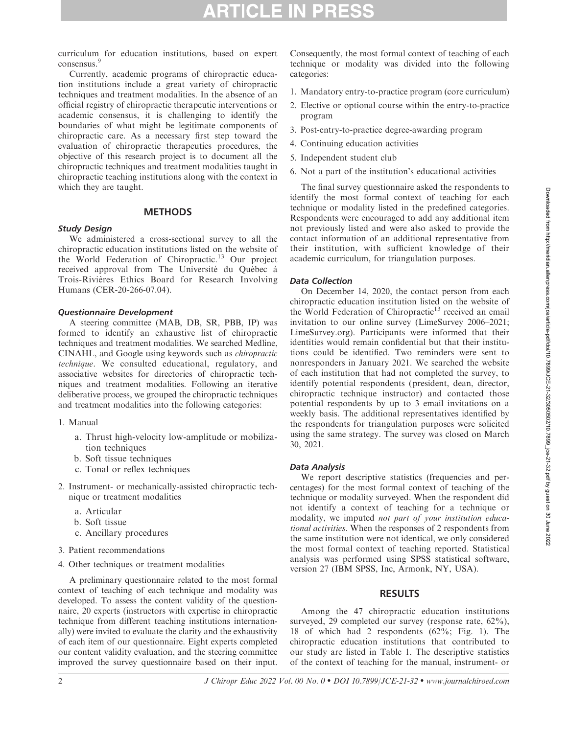curriculum for education institutions, based on expert consensus.[9]

Currently, academic programs of chiropractic education institutions include a great variety of chiropractic techniques and treatment modalities. In the absence of an official registry of chiropractic therapeutic interventions or academic consensus, it is challenging to identify the boundaries of what might be legitimate components of chiropractic care. As a necessary first step toward the evaluation of chiropractic therapeutics procedures, the objective of this research project is to document all the chiropractic techniques and treatment modalities taught in chiropractic teaching institutions along with the context in which they are taught.

## METHODS

### Study Design

We administered a cross-sectional survey to all the chiropractic education institutions listed on the website of the World Federation of Chiropractic.[13] Our project received approval from The Université du Québec à Trois-Rivières Ethics Board for Research Involving Humans (CER-20-266-07.04).

### Questionnaire Development

A steering committee (MAB, DB, SR, PBB, IP) was formed to identify an exhaustive list of chiropractic techniques and treatment modalities. We searched Medline, CINAHL, and Google using keywords such as *chiropractic technique*. We consulted educational, regulatory, and associative websites for directories of chiropractic techniques and treatment modalities. Following an iterative deliberative process, we grouped the chiropractic techniques and treatment modalities into the following categories:

1. Manual
   a. Thrust high-velocity low-amplitude or mobilization techniques
   b. Soft tissue techniques
   c. Tonal or reflex techniques
2. Instrument- or mechanically-assisted chiropractic technique or treatment modalities
   a. Articular
   b. Soft tissue
   c. Ancillary procedures
3. Patient recommendations
4. Other techniques or treatment modalities

A preliminary questionnaire related to the most formal context of teaching of each technique and modality was developed. To assess the content validity of the questionnaire, 20 experts (instructors with expertise in chiropractic technique from different teaching institutions internationally) were invited to evaluate the clarity and the exhaustivity of each item of our questionnaire. Eight experts completed our content validity evaluation, and the steering committee improved the survey questionnaire based on their input. Consequently, the most formal context of teaching of each technique or modality was divided into the following categories:

1. Mandatory entry-to-practice program (core curriculum)
2. Elective or optional course within the entry-to-practice program
3. Post-entry-to-practice degree-awarding program
4. Continuing education activities
5. Independent student club
6. Not a part of the institution's educational activities

The final survey questionnaire asked the respondents to identify the most formal context of teaching for each technique or modality listed in the predefined categories. Respondents were encouraged to add any additional item not previously listed and were also asked to provide the contact information of an additional representative from their institution, with sufficient knowledge of their academic curriculum, for triangulation purposes.

### Data Collection

On December 14, 2020, the contact person from each chiropractic education institution listed on the website of the World Federation of Chiropractic[13] received an email invitation to our online survey (LimeSurvey 2006–2021; LimeSurvey.org). Participants were informed that their identities would remain confidential but that their institutions could be identified. Two reminders were sent to nonresponders in January 2021. We searched the website of each institution that had not completed the survey, to identify potential respondents (president, dean, director, chiropractic technique instructor) and contacted those potential respondents by up to 3 email invitations on a weekly basis. The additional representatives identified by the respondents for triangulation purposes were solicited using the same strategy. The survey was closed on March 30, 2021.

### Data Analysis

We report descriptive statistics (frequencies and percentages) for the most formal context of teaching of the technique or modality surveyed. When the respondent did not identify a context of teaching for a technique or modality, we imputed *not part of your institution educational activities*. When the responses of 2 respondents from the same institution were not identical, we only considered the most formal context of teaching reported. Statistical analysis was performed using SPSS statistical software, version 27 (IBM SPSS, Inc, Armonk, NY, USA).

## RESULTS

Among the 47 chiropractic education institutions surveyed, 29 completed our survey (response rate, 62%), 18 of which had 2 respondents (62%; Fig. 1). The chiropractic education institutions that contributed to our study are listed in Table 1. The descriptive statistics of the context of teaching for the manual, instrument- or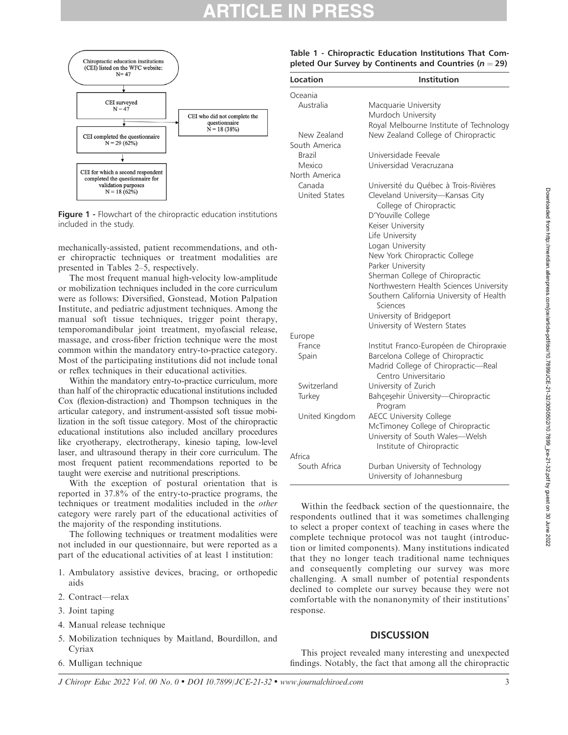Chiropractic education institutions (CEI) listed on the WFC website: N= 47

CEI surveyed N = 47

CEI who did not complete the questionnaire N = 18 (38%)

CEI completed the questionnaire N = 29 (62%)

CEI for which a second respondent completed the questionnaire for validation purposes N = 18 (62%)

**Figure 1** - Flowchart of the chiropractic education institutions included in the study.

mechanically-assisted, patient recommendations, and other chiropractic techniques or treatment modalities are presented in Tables 2–5, respectively.

The most frequent manual high-velocity low-amplitude or mobilization techniques included in the core curriculum were as follows: Diversified, Gonstead, Motion Palpation Institute, and pediatric adjustment techniques. Among the manual soft tissue techniques, trigger point therapy, temporomandibular joint treatment, myofascial release, massage, and cross-fiber friction technique were the most common within the mandatory entry-to-practice category. Most of the participating institutions did not include tonal or reflex techniques in their educational activities.

Within the mandatory entry-to-practice curriculum, more than half of the chiropractic educational institutions included Cox (flexion-distraction) and Thompson techniques in the articular category, and instrument-assisted soft tissue mobilization in the soft tissue category. Most of the chiropractic educational institutions also included ancillary procedures like cryotherapy, electrotherapy, kinesio taping, low-level laser, and ultrasound therapy in their core curriculum. The most frequent patient recommendations reported to be taught were exercise and nutritional prescriptions.

With the exception of postural orientation that is reported in 37.8% of the entry-to-practice programs, the techniques or treatment modalities included in the *other* category were rarely part of the educational activities of the majority of the responding institutions.

The following techniques or treatment modalities were not included in our questionnaire, but were reported as a part of the educational activities of at least 1 institution:

1. Ambulatory assistive devices, bracing, or orthopedic aids
2. Contract—relax
3. Joint taping
4. Manual release technique
5. Mobilization techniques by Maitland, Bourdillon, and Cyriax
6. Mulligan technique

**Table 1 - Chiropractic Education Institutions That Completed Our Survey by Continents and Countries ($n = 29$)**

| Location | Institution |
|---|---|
| Oceania | |
| Australia | Macquarie University |
| | Murdoch University |
| | Royal Melbourne Institute of Technology |
| New Zealand | New Zealand College of Chiropractic |
| South America | |
| Brazil | Universidade Feevale |
| Mexico | Universidad Veracruzana |
| North America | |
| Canada | Université du Québec à Trois-Rivières |
| United States | Cleveland University—Kansas City College of Chiropractic |
| | D'Youville College |
| | Keiser University |
| | Life University |
| | Logan University |
| | New York Chiropractic College |
| | Parker University |
| | Sherman College of Chiropractic |
| | Northwestern Health Sciences University |
| | Southern California University of Health Sciences |
| | University of Bridgeport |
| | University of Western States |
| Europe | |
| France | Institut Franco-Européen de Chiropraxie |
| Spain | Barcelona College of Chiropractic |
| | Madrid College of Chiropractic—Real Centro Universitario |
| Switzerland | University of Zurich |
| Turkey | Bahçeşehir Üniversity—Chiropractic Program |
| United Kingdom | AECC University College |
| | McTimoney College of Chiropractic |
| | University of South Wales—Welsh Institute of Chiropractic |
| Africa | |
| South Africa | Durban University of Technology |
| | University of Johannesburg |

Within the feedback section of the questionnaire, the respondents outlined that it was sometimes challenging to select a proper context of teaching in cases where the complete technique protocol was not taught (introduction or limited components). Many institutions indicated that they no longer teach traditional name techniques and consequently completing our survey was more challenging. A small number of potential respondents declined to complete our survey because they were not comfortable with the nonanonymity of their institutions' response.

## DISCUSSION

This project revealed many interesting and unexpected findings. Notably, the fact that among all the chiropractic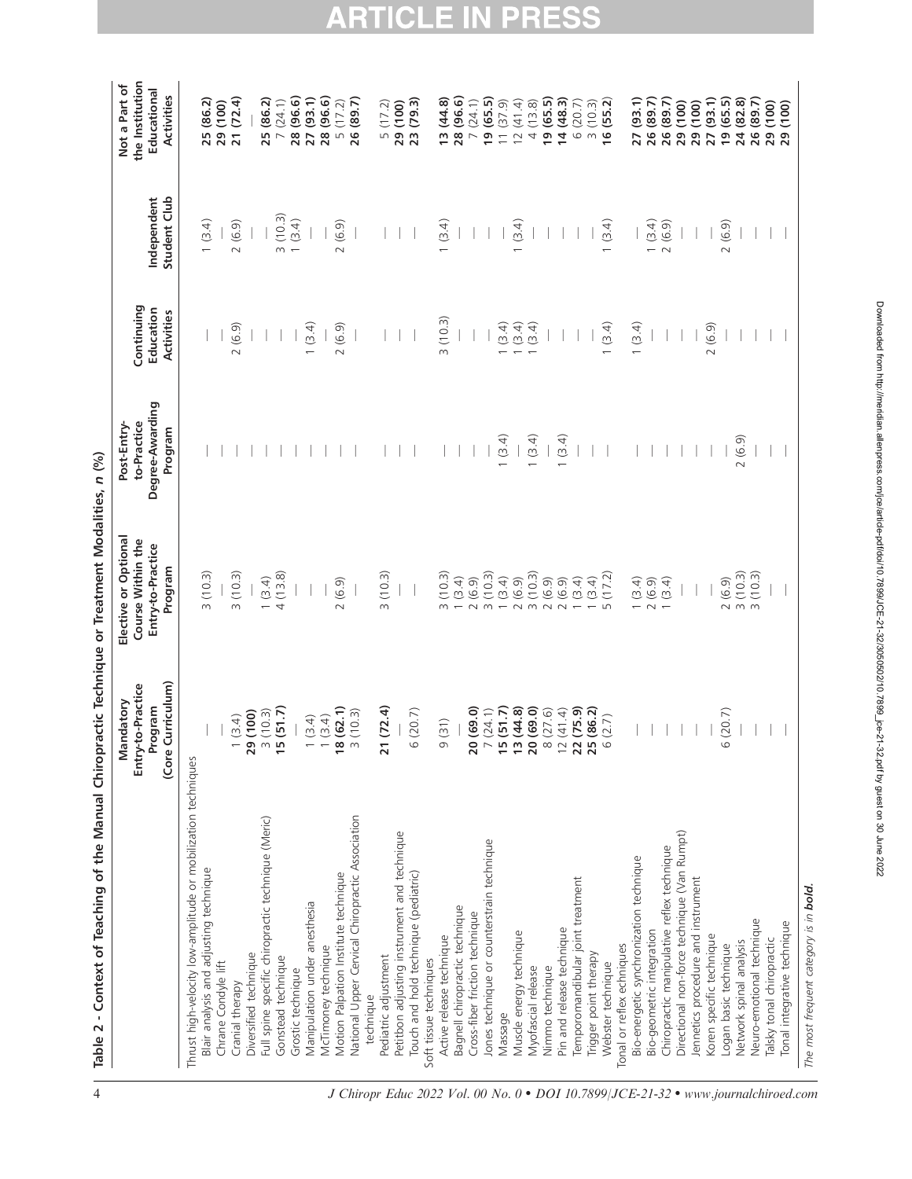**Table 2 - Context of Teaching of the Manual Chiropractic Technique or Treatment Modalities, *n* (%)**

| | Mandatory Entry-to-Practice Program (Core Curriculum) | Elective or Optional Course Within the Entry-to-Practice Program | Post-Entry-to-Practice Degree-Awarding Program | Continuing Education Activities | Independent Student Club | Not a Part of the Institution Educational Activities |
|---|---|---|---|---|---|---|
| Thrust high-velocity low-amplitude or mobilization techniques | | | | | | |
| Blair analysis and adjusting technique | — | 3 (10.3) | — | — | 1 (3.4) | **25 (86.2)** |
| Chrane Condyle lift | — | — | — | — | — | **29 (100)** |
| Cranial therapy | 1 (3.4) | 3 (10.3) | — | 2 (6.9) | 2 (6.9) | **21 (72.4)** |
| Diversified technique | **29 (100)** | — | — | — | — | — |
| Full spine specific chiropractic technique (Meric) | 3 (10.3) | 1 (3.4) | — | — | — | **25 (86.2)** |
| Gonstead technique | **15 (51.7)** | 4 (13.8) | — | — | 3 (10.3) | 7 (24.1) |
| Grostic technique | — | — | — | — | 1 (3.4) | **28 (96.6)** |
| Manipulation under anesthesia | 1 (3.4) | — | — | 1 (3.4) | — | **27 (93.1)** |
| McTimoney technique | 1 (3.4) | — | — | — | — | **28 (96.6)** |
| Motion Palpation Institute technique | **18 (62.1)** | 2 (6.9) | — | 2 (6.9) | 2 (6.9) | 5 (17.2) |
| National Upper Cervical Chiropractic Association technique | 3 (10.3) | — | — | — | — | **26 (89.7)** |
| Pediatric adjustment | **21 (72.4)** | 3 (10.3) | — | — | — | 5 (17.2) |
| Petitbon adjusting instrument and technique | — | — | — | — | — | **29 (100)** |
| Touch and hold technique (pediatric) | 6 (20.7) | — | — | — | — | **23 (79.3)** |
| Soft tissue techniques | | | | | | |
| Active release technique | 9 (31) | 3 (10.3) | — | 3 (10.3) | 1 (3.4) | **13 (44.8)** |
| Bagnell chiropractic technique | — | 1 (3.4) | — | — | — | **28 (96.6)** |
| Cross-fiber friction technique | **20 (69.0)** | 2 (6.9) | — | — | — | 7 (24.1) |
| Jones technique or counterstrain technique | 7 (24.1) | 3 (10.3) | — | — | — | **19 (65.5)** |
| Massage | **15 (51.7)** | 1 (3.4) | 1 (3.4) | 1 (3.4) | — | 11 (37.9) |
| Muscle energy technique | **13 (44.8)** | 2 (6.9) | — | 1 (3.4) | 1 (3.4) | 12 (41.4) |
| Myofascial release | **20 (69.0)** | 3 (10.3) | 1 (3.4) | 1 (3.4) | — | 4 (13.8) |
| Nimmo technique | 8 (27.6) | 2 (6.9) | — | — | — | **19 (65.5)** |
| Pin and release technique | 12 (41.4) | 2 (6.9) | 1 (3.4) | — | — | **14 (48.3)** |
| Temporomandibular joint treatment | **22 (75.9)** | 1 (3.4) | — | — | — | 6 (20.7) |
| Trigger point therapy | **25 (86.2)** | 1 (3.4) | — | — | — | 3 (10.3) |
| Webster technique | 6 (2.7) | 5 (17.2) | — | 1 (3.4) | 1 (3.4) | **16 (55.2)** |
| Tonal or reflex echniques | | | | | | |
| Bio-energetic synchronization technique | — | 1 (3.4) | — | 1 (3.4) | — | **27 (93.1)** |
| Bio-geometric integration | — | 2 (6.9) | — | — | 1 (3.4) | **26 (89.7)** |
| Chiropractic manipulative reflex technique | — | 1 (3.4) | — | — | 2 (6.9) | **26 (89.7)** |
| Directional non-force technique (Van Rumpt) | — | — | — | — | — | **29 (100)** |
| Jennetics procedure and instrument | — | — | — | — | — | **29 (100)** |
| Koren specific technique | — | — | — | 2 (6.9) | — | **27 (93.1)** |
| Logan basic technique | 6 (20.7) | 2 (6.9) | — | — | 2 (6.9) | **19 (65.5)** |
| Network spinal analysis | — | 3 (10.3) | 2 (6.9) | — | — | **24 (82.8)** |
| Neuro-emotional technique | — | 3 (10.3) | — | — | — | **26 (89.7)** |
| Talsky tonal chiropractic | — | — | — | — | — | **29 (100)** |
| Tonal integrative technique | — | — | — | — | — | **29 (100)** |

*The most frequent category is in* ***bold.***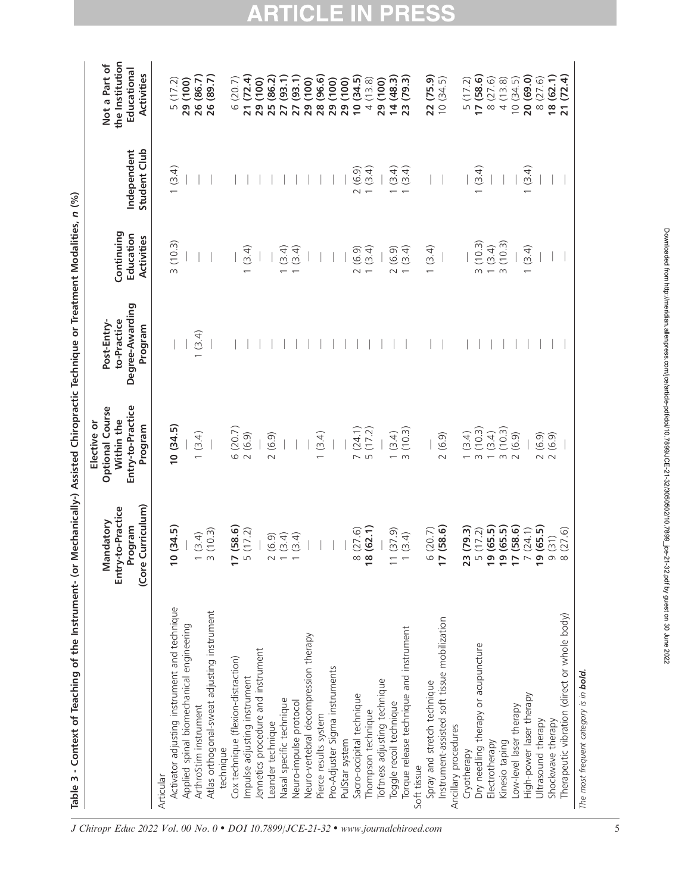**Table 3 - Context of Teaching of the Instrument- (or Mechanically-) Assisted Chiropractic Technique or Treatment Modalities, n (%)**

| | Mandatory Entry-to-Practice Program (Core Curriculum) | Elective or Optional Course Within the Entry-to-Practice Program | Post-Entry-to-Practice Degree-Awarding Program | Continuing Education Activities | Independent Student Club | Not a Part of the Institution Educational Activities |
|---|---|---|---|---|---|---|
| Articular | | | | | | |
| Activator adjusting instrument and technique | **10 (34.5)** | **10 (34.5)** | — | 3 (10.3) | 1 (3.4) | 5 (17.2) |
| Applied spinal biomechanical engineering | — | — | — | — | — | **29 (100)** |
| ArthroStim instrument | 1 (3.4) | 1 (3.4) | 1 (3.4) | — | — | **26 (86.7)** |
| Atlas orthogonal-sweat adjusting instrument technique | 3 (10.3) | — | — | — | — | **26 (89.7)** |
| Cox technique (flexion-distraction) | **17 (58.6)** | 6 (20.7) | — | — | — | 6 (20.7) |
| Impulse adjusting instrument | 5 (17.2) | 2 (6.9) | — | 1 (3.4) | — | **21 (72.4)** |
| Jennetics procedure and instrument | — | — | — | — | — | **29 (100)** |
| Leander technique | 2 (6.9) | 2 (6.9) | — | — | — | **25 (86.2)** |
| Nasal specific technique | 1 (3.4) | — | — | 1 (3.4) | — | **27 (93.1)** |
| Neuro-impulse protocol | 1 (3.4) | — | — | 1 (3.4) | — | **27 (93.1)** |
| Neuro-vertebral decompression therapy | — | — | — | — | — | **29 (100)** |
| Pierce results system | — | 1 (3.4) | — | — | — | **28 (96.6)** |
| Pro-Adjuster Sigma instruments | — | — | — | — | — | **29 (100)** |
| PulStar system | — | — | — | — | — | **29 (100)** |
| Sacro-occipital technique | 8 (27.6) | 7 (24.1) | — | 2 (6.9) | 2 (6.9) | **10 (34.5)** |
| Thompson technique | **18 (62.1)** | 5 (17.2) | — | 1 (3.4) | 1 (3.4) | 4 (13.8) |
| Toftness adjusting technique | — | — | — | — | — | **29 (100)** |
| Toggle recoil technique | 11 (37.9) | 1 (3.4) | — | 2 (6.9) | 1 (3.4) | **14 (48.3)** |
| Torque release technique and instrument | 1 (3.4) | 3 (10.3) | — | 1 (3.4) | 1 (3.4) | **23 (79.3)** |
| Soft tissue | | | | | | |
| Spray and stretch technique | 6 (20.7) | — | — | 1 (3.4) | — | **22 (75.9)** |
| Instrument-assisted soft tissue mobilization | **17 (58.6)** | 2 (6.9) | — | — | — | 10 (34.5) |
| Ancillary procedures | | | | | | |
| Cryotherapy | **23 (79.3)** | 1 (3.4) | — | — | — | 5 (17.2) |
| Dry needling therapy or acupuncture | 5 (17.2) | 3 (10.3) | — | 3 (10.3) | 1 (3.4) | **17 (58.6)** |
| Electrotherapy | **19 (65.5)** | 1 (3.4) | — | 1 (3.4) | — | 8 (27.6) |
| Kinesio taping | **19 (65.5)** | 3 (10.3) | — | 3 (10.3) | — | 4 (13.8) |
| Low-level laser therapy | **17 (58.6)** | 2 (6.9) | — | — | — | 10 (34.5) |
| High-power laser therapy | 7 (24.1) | — | — | 1 (3.4) | 1 (3.4) | **20 (69.0)** |
| Ultrasound therapy | **19 (65.5)** | 2 (6.9) | — | — | — | 8 (27.6) |
| Shockwave therapy | 9 (31) | 2 (6.9) | — | — | — | **18 (62.1)** |
| Therapeutic vibration (direct or whole body) | 8 (27.6) | — | — | — | — | **21 (72.4)** |

*The most frequent category is in **bold**.*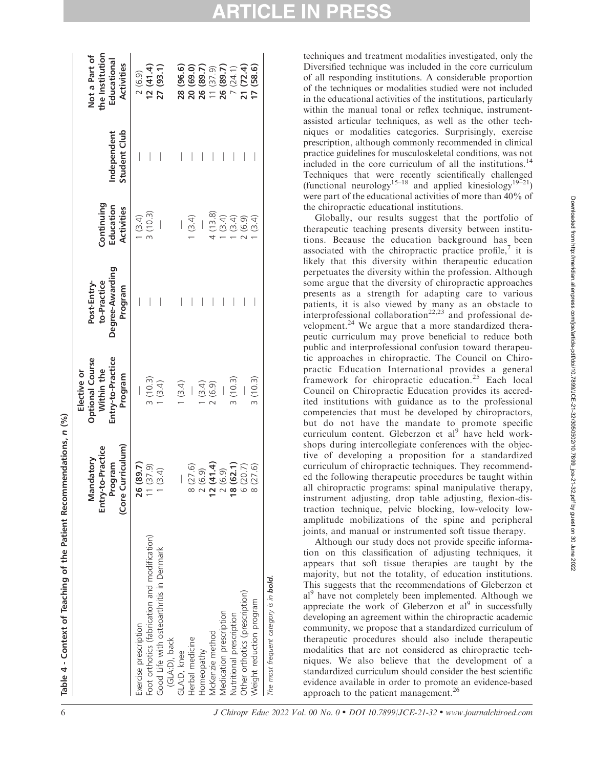Table 4 - Context of Teaching of the Patient Recommendations, n (%)

| | Mandatory Entry-to-Practice Program (Core Curriculum) | Elective or Optional Course Within the Entry-to-Practice Program | Post-Entry-to-Practice Degree-Awarding Program | Continuing Education Activities | Independent Student Club | Not a Part of the Institution Educational Activities |
|---|---|---|---|---|---|---|
| Exercise prescription | **26 (89.7)** | — | — | 1 (3.4) | — | 2 (6.9) |
| Foot orthotics (fabrication and modification) | 11 (37.9) | 3 (10.3) | — | 3 (10.3) | — | **12 (41.4)** |
| Good Life with osteoarthritis in Denmark (GLA:D), back | 1 (3.4) | 1 (3.4) | — | — | — | **27 (93.1)** |
| GLA:D, knee | — | 1 (3.4) | — | — | — | **28 (96.6)** |
| Herbal medicine | 8 (27.6) | — | — | 1 (3.4) | — | **20 (69.0)** |
| Homeopathy | 2 (6.9) | 1 (3.4) | — | — | — | **26 (89.7)** |
| McKenzie method | **12 (41.4)** | 2 (6.9) | — | 4 (13.8) | — | 11 (37.9) |
| Medication prescription | 2 (6.9) | — | — | 1 (3.4) | — | **26 (89.7)** |
| Nutritional prescription | **18 (62.1)** | 3 (10.3) | — | 1 (3.4) | — | 7 (24.1) |
| Other orthotics (prescription) | 6 (20.7) | — | — | 2 (6.9) | — | **21 (72.4)** |
| Weight reduction program | 8 (27.6) | 3 (10.3) | — | 1 (3.4) | — | **17 (58.6)** |

*The most frequent category is in **bold**.*

techniques and treatment modalities investigated, only the Diversified technique was included in the core curriculum of all responding institutions. A considerable proportion of the techniques or modalities studied were not included in the educational activities of the institutions, particularly within the manual tonal or reflex technique, instrument-assisted articular techniques, as well as the other techniques or modalities categories. Surprisingly, exercise prescription, although commonly recommended in clinical practice guidelines for musculoskeletal conditions, was not included in the core curriculum of all the institutions.[14] Techniques that were recently scientifically challenged (functional neurology[15–18] and applied kinesiology[19–21]) were part of the educational activities of more than 40% of the chiropractic educational institutions.

Globally, our results suggest that the portfolio of therapeutic teaching presents diversity between institutions. Because the education background has been associated with the chiropractic practice profile,[7] it is likely that this diversity within therapeutic education perpetuates the diversity within the profession. Although some argue that the diversity of chiropractic approaches presents as a strength for adapting care to various patients, it is also viewed by many as an obstacle to interprofessional collaboration[22,23] and professional development.[24] We argue that a more standardized therapeutic curriculum may prove beneficial to reduce both public and interprofessional confusion toward therapeutic approaches in chiropractic. The Council on Chiropractic Education International provides a general framework for chiropractic education.[25] Each local Council on Chiropractic Education provides its accredited institutions with guidance as to the professional competencies that must be developed by chiropractors, but do not have the mandate to promote specific curriculum content. Gleberzon et al[9] have held workshops during intercollegiate conferences with the objective of developing a proposition for a standardized curriculum of chiropractic techniques. They recommended the following therapeutic procedures be taught within all chiropractic programs: spinal manipulative therapy, instrument adjusting, drop table adjusting, flexion-distraction technique, pelvic blocking, low-velocity low-amplitude mobilizations of the spine and peripheral joints, and manual or instrumented soft tissue therapy.

Although our study does not provide specific information on this classification of adjusting techniques, it appears that soft tissue therapies are taught by the majority, but not the totality, of education institutions. This suggests that the recommendations of Gleberzon et al[9] have not completely been implemented. Although we appreciate the work of Gleberzon et al[9] in successfully developing an agreement within the chiropractic academic community, we propose that a standardized curriculum of therapeutic procedures should also include therapeutic modalities that are not considered as chiropractic techniques. We also believe that the development of a standardized curriculum should consider the best scientific evidence available in order to promote an evidence-based approach to the patient management.[26]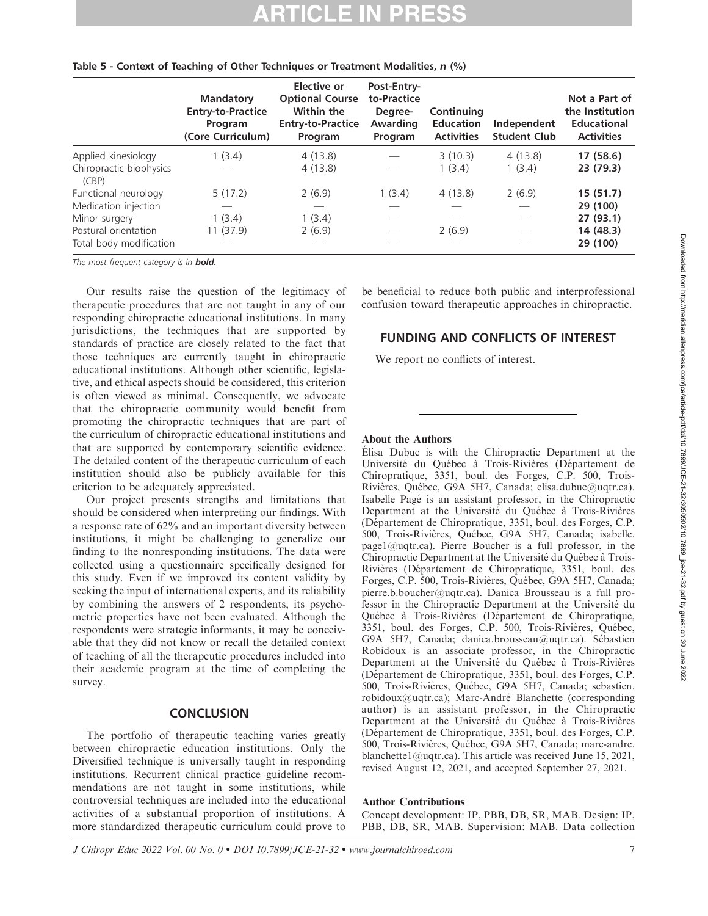Table 5 - Context of Teaching of Other Techniques or Treatment Modalities, *n* (%)

| | Mandatory Entry-to-Practice Program (Core Curriculum) | Elective or Optional Course Within the Entry-to-Practice Program | Post-Entry-to-Practice Degree-Awarding Program | Continuing Education Activities | Independent Student Club | Not a Part of the Institution Educational Activities |
|---|---|---|---|---|---|---|
| Applied kinesiology | 1 (3.4) | 4 (13.8) | — | 3 (10.3) | 4 (13.8) | **17 (58.6)** |
| Chiropractic biophysics (CBP) | — | 4 (13.8) | — | 1 (3.4) | 1 (3.4) | **23 (79.3)** |
| Functional neurology | 5 (17.2) | 2 (6.9) | 1 (3.4) | 4 (13.8) | 2 (6.9) | **15 (51.7)** |
| Medication injection | — | — | — | — | — | **29 (100)** |
| Minor surgery | 1 (3.4) | 1 (3.4) | — | — | — | **27 (93.1)** |
| Postural orientation | 11 (37.9) | 2 (6.9) | — | 2 (6.9) | — | **14 (48.3)** |
| Total body modification | — | — | — | — | — | **29 (100)** |

*The most frequent category is in* ***bold.***

Our results raise the question of the legitimacy of therapeutic procedures that are not taught in any of our responding chiropractic educational institutions. In many jurisdictions, the techniques that are supported by standards of practice are closely related to the fact that those techniques are currently taught in chiropractic educational institutions. Although other scientific, legislative, and ethical aspects should be considered, this criterion is often viewed as minimal. Consequently, we advocate that the chiropractic community would benefit from promoting the chiropractic techniques that are part of the curriculum of chiropractic educational institutions and that are supported by contemporary scientific evidence. The detailed content of the therapeutic curriculum of each institution should also be publicly available for this criterion to be adequately appreciated.

Our project presents strengths and limitations that should be considered when interpreting our findings. With a response rate of 62% and an important diversity between institutions, it might be challenging to generalize our finding to the nonresponding institutions. The data were collected using a questionnaire specifically designed for this study. Even if we improved its content validity by seeking the input of international experts, and its reliability by combining the answers of 2 respondents, its psychometric properties have not been evaluated. Although the respondents were strategic informants, it may be conceivable that they did not know or recall the detailed context of teaching of all the therapeutic procedures included into their academic program at the time of completing the survey.

## CONCLUSION

The portfolio of therapeutic teaching varies greatly between chiropractic education institutions. Only the Diversified technique is universally taught in responding institutions. Recurrent clinical practice guideline recommendations are not taught in some institutions, while controversial techniques are included into the educational activities of a substantial proportion of institutions. A more standardized therapeutic curriculum could prove to be beneficial to reduce both public and interprofessional confusion toward therapeutic approaches in chiropractic.

## FUNDING AND CONFLICTS OF INTEREST

We report no conflicts of interest.

---

### About the Authors

Élisa Dubuc is with the Chiropractic Department at the Université du Québec à Trois-Rivières (Département de Chiropratique, 3351, boul. des Forges, C.P. 500, Trois-Rivières, Québec, G9A 5H7, Canada; elisa.dubuc@uqtr.ca). Isabelle Pagé is an assistant professor, in the Chiropractic Department at the Université du Québec à Trois-Rivières (Département de Chiropratique, 3351, boul. des Forges, C.P. 500, Trois-Rivières, Québec, G9A 5H7, Canada; isabelle.page1@uqtr.ca). Pierre Boucher is a full professor, in the Chiropractic Department at the Université du Québec à Trois-Rivières (Département de Chiropratique, 3351, boul. des Forges, C.P. 500, Trois-Rivières, Québec, G9A 5H7, Canada; pierre.b.boucher@uqtr.ca). Danica Brousseau is a full professor in the Chiropractic Department at the Université du Québec à Trois-Rivières (Département de Chiropratique, 3351, boul. des Forges, C.P. 500, Trois-Rivières, Québec, G9A 5H7, Canada; danica.brousseau@uqtr.ca). Sébastien Robidoux is an associate professor, in the Chiropractic Department at the Université du Québec à Trois-Rivières (Département de Chiropratique, 3351, boul. des Forges, C.P. 500, Trois-Rivières, Québec, G9A 5H7, Canada; sebastien.robidoux@uqtr.ca); Marc-André Blanchette (corresponding author) is an assistant professor, in the Chiropractic Department at the Université du Québec à Trois-Rivières (Département de Chiropratique, 3351, boul. des Forges, C.P. 500, Trois-Rivières, Québec, G9A 5H7, Canada; marc-andre.blanchette1@uqtr.ca). This article was received June 15, 2021, revised August 12, 2021, and accepted September 27, 2021.

### Author Contributions

Concept development: IP, PBB, DB, SR, MAB. Design: IP, PBB, DB, SR, MAB. Supervision: MAB. Data collection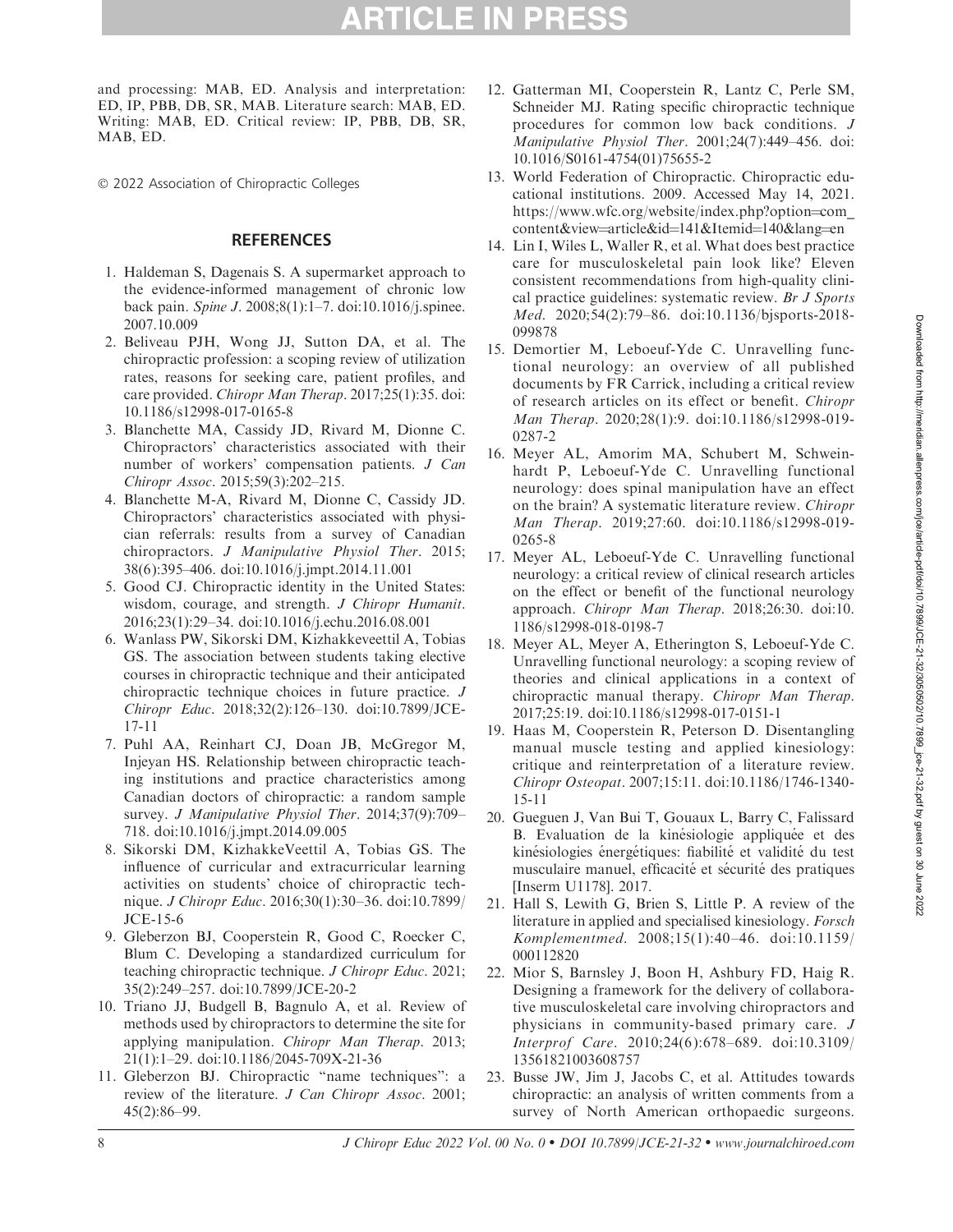and processing: MAB, ED. Analysis and interpretation: ED, IP, PBB, DB, SR, MAB. Literature search: MAB, ED. Writing: MAB, ED. Critical review: IP, PBB, DB, SR, MAB, ED.

© 2022 Association of Chiropractic Colleges

## REFERENCES

1. Haldeman S, Dagenais S. A supermarket approach to the evidence-informed management of chronic low back pain. *Spine J*. 2008;8(1):1–7. doi:10.1016/j.spinee.2007.10.009
2. Beliveau PJH, Wong JJ, Sutton DA, et al. The chiropractic profession: a scoping review of utilization rates, reasons for seeking care, patient profiles, and care provided. *Chiropr Man Therap*. 2017;25(1):35. doi:10.1186/s12998-017-0165-8
3. Blanchette MA, Cassidy JD, Rivard M, Dionne C. Chiropractors' characteristics associated with their number of workers' compensation patients. *J Can Chiropr Assoc*. 2015;59(3):202–215.
4. Blanchette M-A, Rivard M, Dionne C, Cassidy JD. Chiropractors' characteristics associated with physician referrals: results from a survey of Canadian chiropractors. *J Manipulative Physiol Ther*. 2015;38(6):395–406. doi:10.1016/j.jmpt.2014.11.001
5. Good CJ. Chiropractic identity in the United States: wisdom, courage, and strength. *J Chiropr Humanit*. 2016;23(1):29–34. doi:10.1016/j.echu.2016.08.001
6. Wanlass PW, Sikorski DM, Kizhakkeveettil A, Tobias GS. The association between students taking elective courses in chiropractic technique and their anticipated chiropractic technique choices in future practice. *J Chiropr Educ*. 2018;32(2):126–130. doi:10.7899/JCE-17-11
7. Puhl AA, Reinhart CJ, Doan JB, McGregor M, Injeyan HS. Relationship between chiropractic teaching institutions and practice characteristics among Canadian doctors of chiropractic: a random sample survey. *J Manipulative Physiol Ther*. 2014;37(9):709–718. doi:10.1016/j.jmpt.2014.09.005
8. Sikorski DM, KizhakkeVeettil A, Tobias GS. The influence of curricular and extracurricular learning activities on students' choice of chiropractic technique. *J Chiropr Educ*. 2016;30(1):30–36. doi:10.7899/JCE-15-6
9. Gleberzon BJ, Cooperstein R, Good C, Roecker C, Blum C. Developing a standardized curriculum for teaching chiropractic technique. *J Chiropr Educ*. 2021;35(2):249–257. doi:10.7899/JCE-20-2
10. Triano JJ, Budgell B, Bagnulo A, et al. Review of methods used by chiropractors to determine the site for applying manipulation. *Chiropr Man Therap*. 2013;21(1):1–29. doi:10.1186/2045-709X-21-36
11. Gleberzon BJ. Chiropractic "name techniques": a review of the literature. *J Can Chiropr Assoc*. 2001;45(2):86–99.
12. Gatterman MI, Cooperstein R, Lantz C, Perle SM, Schneider MJ. Rating specific chiropractic technique procedures for common low back conditions. *J Manipulative Physiol Ther*. 2001;24(7):449–456. doi:10.1016/S0161-4754(01)75655-2
13. World Federation of Chiropractic. Chiropractic educational institutions. 2009. Accessed May 14, 2021. https://www.wfc.org/website/index.php?option=com_content&view=article&id=141&Itemid=140&lang=en
14. Lin I, Wiles L, Waller R, et al. What does best practice care for musculoskeletal pain look like? Eleven consistent recommendations from high-quality clinical practice guidelines: systematic review. *Br J Sports Med*. 2020;54(2):79–86. doi:10.1136/bjsports-2018-099878
15. Demortier M, Leboeuf-Yde C. Unravelling functional neurology: an overview of all published documents by FR Carrick, including a critical review of research articles on its effect or benefit. *Chiropr Man Therap*. 2020;28(1):9. doi:10.1186/s12998-019-0287-2
16. Meyer AL, Amorim MA, Schubert M, Schweinhardt P, Leboeuf-Yde C. Unravelling functional neurology: does spinal manipulation have an effect on the brain? A systematic literature review. *Chiropr Man Therap*. 2019;27:60. doi:10.1186/s12998-019-0265-8
17. Meyer AL, Leboeuf-Yde C. Unravelling functional neurology: a critical review of clinical research articles on the effect or benefit of the functional neurology approach. *Chiropr Man Therap*. 2018;26:30. doi:10.1186/s12998-018-0198-7
18. Meyer AL, Meyer A, Etherington S, Leboeuf-Yde C. Unravelling functional neurology: a scoping review of theories and clinical applications in a context of chiropractic manual therapy. *Chiropr Man Therap*. 2017;25:19. doi:10.1186/s12998-017-0151-1
19. Haas M, Cooperstein R, Peterson D. Disentangling manual muscle testing and applied kinesiology: critique and reinterpretation of a literature review. *Chiropr Osteopat*. 2007;15:11. doi:10.1186/1746-1340-15-11
20. Gueguen J, Van Bui T, Gouaux L, Barry C, Falissard B. Evaluation de la kinésiologie appliquée et des kinésiologies énergétiques: fiabilité et validité du test musculaire manuel, efficacité et sécurité des pratiques [Inserm U1178]. 2017.
21. Hall S, Lewith G, Brien S, Little P. A review of the literature in applied and specialised kinesiology. *Forsch Komplementmed*. 2008;15(1):40–46. doi:10.1159/000112820
22. Mior S, Barnsley J, Boon H, Ashbury FD, Haig R. Designing a framework for the delivery of collaborative musculoskeletal care involving chiropractors and physicians in community-based primary care. *J Interprof Care*. 2010;24(6):678–689. doi:10.3109/13561821003608757
23. Busse JW, Jim J, Jacobs C, et al. Attitudes towards chiropractic: an analysis of written comments from a survey of North American orthopaedic surgeons.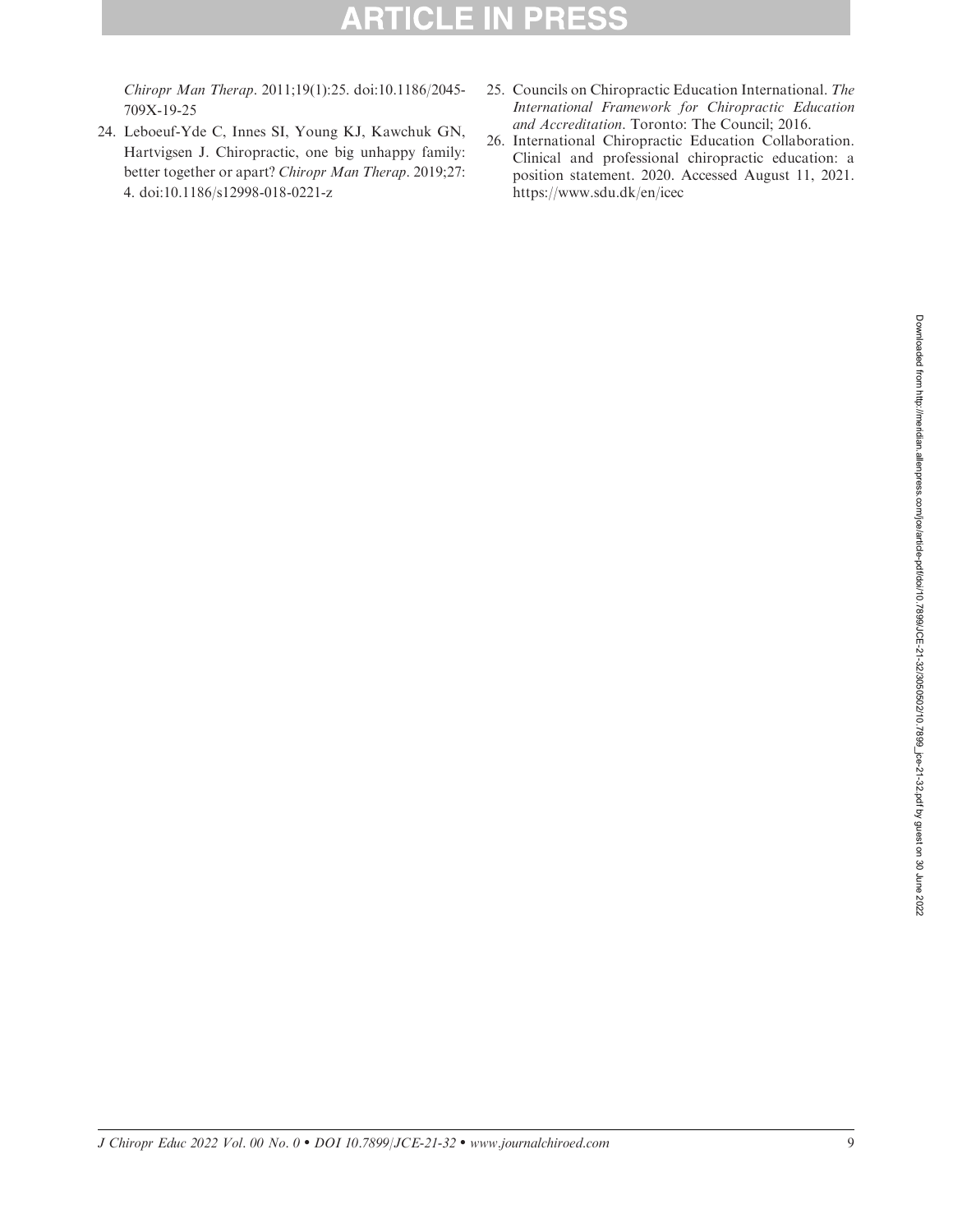*Chiropr Man Therap*. 2011;19(1):25. doi:10.1186/2045-709X-19-25

24. Leboeuf-Yde C, Innes SI, Young KJ, Kawchuk GN, Hartvigsen J. Chiropractic, one big unhappy family: better together or apart? *Chiropr Man Therap*. 2019;27: 4. doi:10.1186/s12998-018-0221-z
25. Councils on Chiropractic Education International. *The International Framework for Chiropractic Education and Accreditation*. Toronto: The Council; 2016.
26. International Chiropractic Education Collaboration. Clinical and professional chiropractic education: a position statement. 2020. Accessed August 11, 2021. https://www.sdu.dk/en/icec